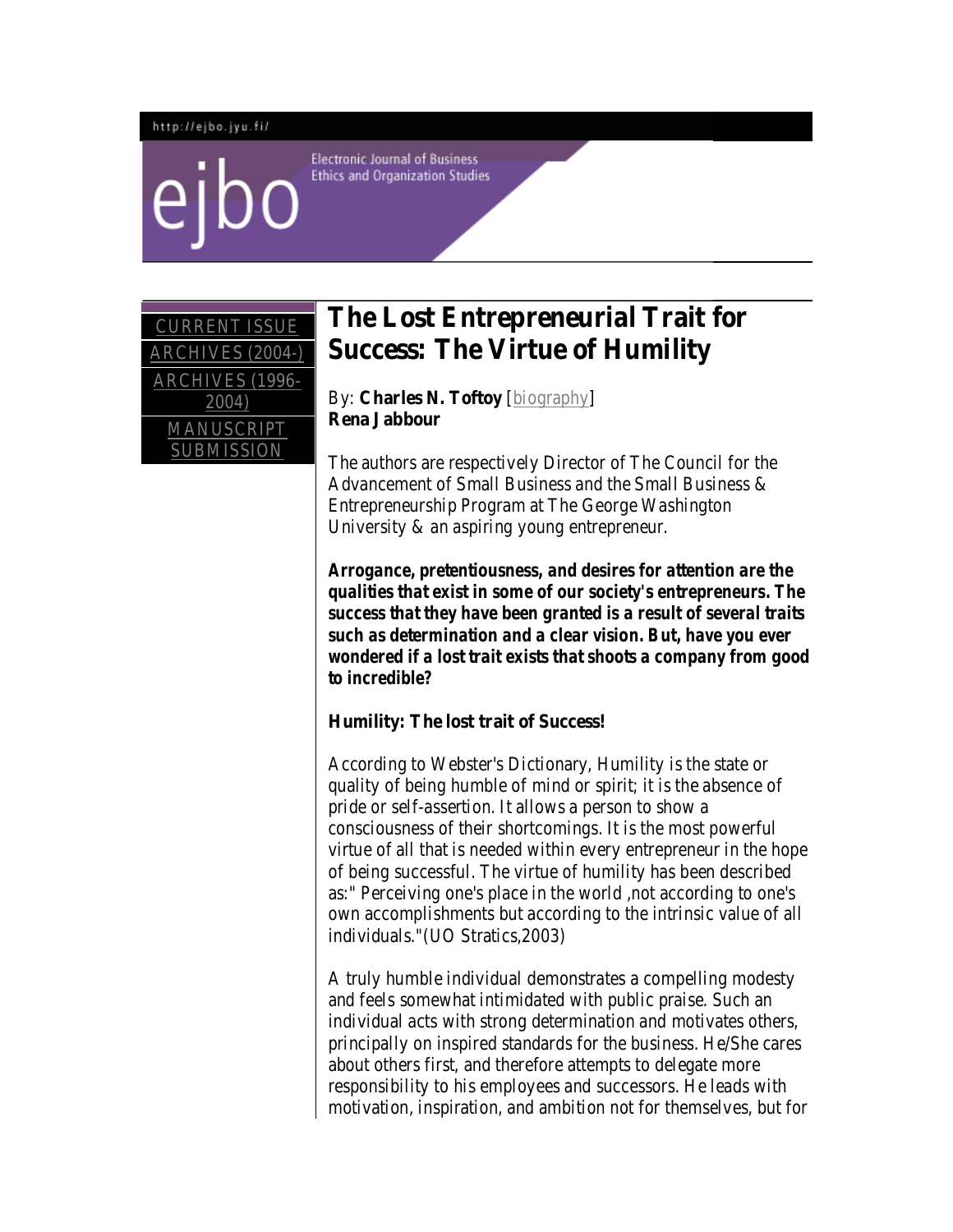# The Lost Entrepreneurial Trait for Success: The Virtue of Humility

By: **Charles N. Toftoy** [biography]
**Rena Jabbour**

The authors are respectively Director of The Council for the Advancement of Small Business and the Small Business & Entrepreneurship Program at The George Washington University & an aspiring young entrepreneur.

***Arrogance, pretentiousness, and desires for attention are the qualities that exist in some of our society's entrepreneurs. The success that they have been granted is a result of several traits such as determination and a clear vision. But, have you ever wondered if a lost trait exists that shoots a company from good to incredible?***

**Humility: The lost trait of Success!**

According to Webster's Dictionary, Humility is the state or quality of being humble of mind or spirit; it is the absence of pride or self-assertion. It allows a person to show a consciousness of their shortcomings. It is the most powerful virtue of all that is needed within every entrepreneur in the hope of being successful. The virtue of humility has been described as:" Perceiving one's place in the world ,not according to one's own accomplishments but according to the intrinsic value of all individuals."(UO Stratics,2003)

A truly humble individual demonstrates a compelling modesty and feels somewhat intimidated with public praise. Such an individual acts with strong determination and motivates others, principally on inspired standards for the business. He/She cares about others first, and therefore attempts to delegate more responsibility to his employees and successors. He leads with motivation, inspiration, and ambition not for themselves, but for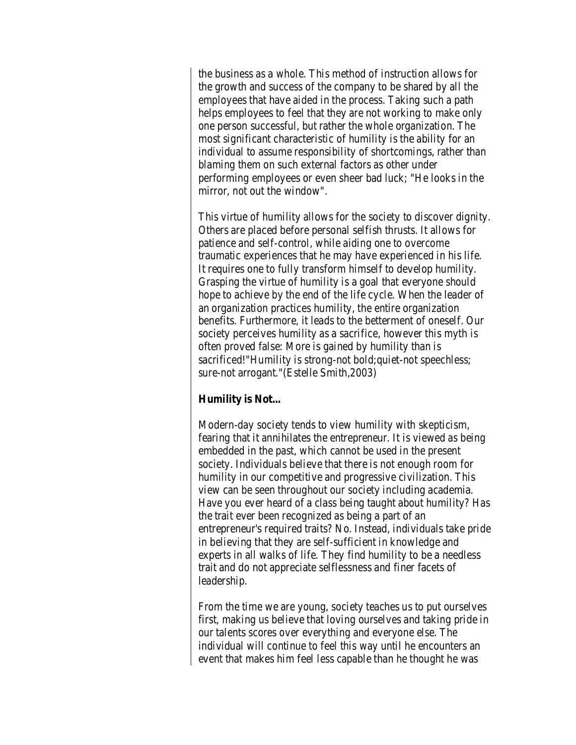the business as a whole. This method of instruction allows for the growth and success of the company to be shared by all the employees that have aided in the process. Taking such a path helps employees to feel that they are not working to make only one person successful, but rather the whole organization. The most significant characteristic of humility is the ability for an individual to assume responsibility of shortcomings, rather than blaming them on such external factors as other under performing employees or even sheer bad luck; "He looks in the mirror, not out the window".

This virtue of humility allows for the society to discover dignity. Others are placed before personal selfish thrusts. It allows for patience and self-control, while aiding one to overcome traumatic experiences that he may have experienced in his life. It requires one to fully transform himself to develop humility. Grasping the virtue of humility is a goal that everyone should hope to achieve by the end of the life cycle. When the leader of an organization practices humility, the entire organization benefits. Furthermore, it leads to the betterment of oneself. Our society perceives humility as a sacrifice, however this myth is often proved false: More is gained by humility than is sacrificed!"Humility is strong-not bold;quiet-not speechless; sure-not arrogant."(Estelle Smith,2003)

**Humility is Not...**

Modern-day society tends to view humility with skepticism, fearing that it annihilates the entrepreneur. It is viewed as being embedded in the past, which cannot be used in the present society. Individuals believe that there is not enough room for humility in our competitive and progressive civilization. This view can be seen throughout our society including academia. Have you ever heard of a class being taught about humility? Has the trait ever been recognized as being a part of an entrepreneur's required traits? No. Instead, individuals take pride in believing that they are self-sufficient in knowledge and experts in all walks of life. They find humility to be a needless trait and do not appreciate selflessness and finer facets of leadership.

From the time we are young, society teaches us to put ourselves first, making us believe that loving ourselves and taking pride in our talents scores over everything and everyone else. The individual will continue to feel this way until he encounters an event that makes him feel less capable than he thought he was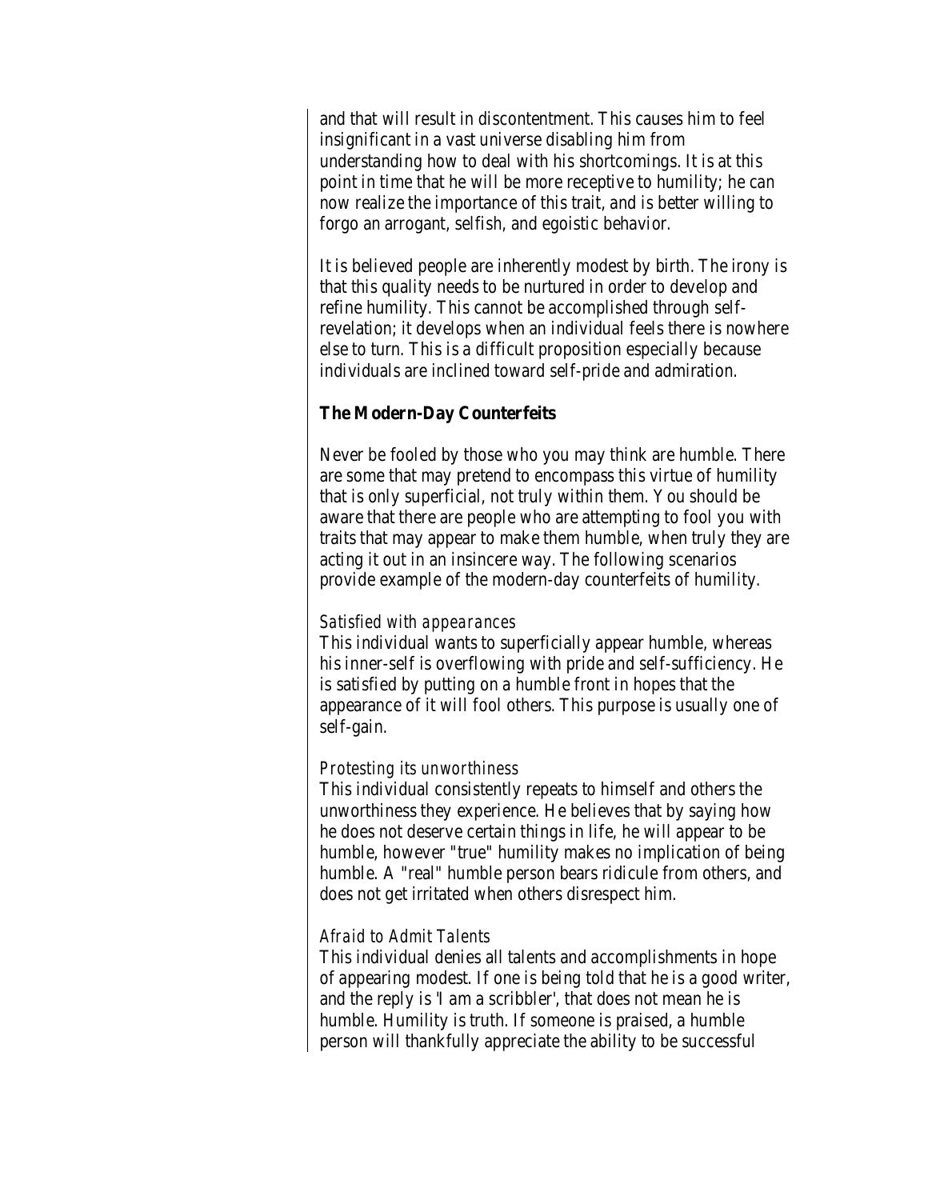and that will result in discontentment. This causes him to feel insignificant in a vast universe disabling him from understanding how to deal with his shortcomings. It is at this point in time that he will be more receptive to humility; he can now realize the importance of this trait, and is better willing to forgo an arrogant, selfish, and egoistic behavior.

It is believed people are inherently modest by birth. The irony is that this quality needs to be nurtured in order to develop and refine humility. This cannot be accomplished through self-revelation; it develops when an individual feels there is nowhere else to turn. This is a difficult proposition especially because individuals are inclined toward self-pride and admiration.

**The Modern-Day Counterfeits**

Never be fooled by those who you may think are humble. There are some that may pretend to encompass this virtue of humility that is only superficial, not truly within them. You should be aware that there are people who are attempting to fool you with traits that may appear to make them humble, when truly they are acting it out in an insincere way. The following scenarios provide example of the modern-day counterfeits of humility.

*Satisfied with appearances*
This individual wants to superficially appear humble, whereas his inner-self is overflowing with pride and self-sufficiency. He is satisfied by putting on a humble front in hopes that the appearance of it will fool others. This purpose is usually one of self-gain.

*Protesting its unworthiness*
This individual consistently repeats to himself and others the unworthiness they experience. He believes that by saying how he does not deserve certain things in life, he will appear to be humble, however "true" humility makes no implication of being humble. A "real" humble person bears ridicule from others, and does not get irritated when others disrespect him.

*Afraid to Admit Talents*
This individual denies all talents and accomplishments in hope of appearing modest. If one is being told that he is a good writer, and the reply is 'I am a scribbler', that does not mean he is humble. Humility is truth. If someone is praised, a humble person will thankfully appreciate the ability to be successful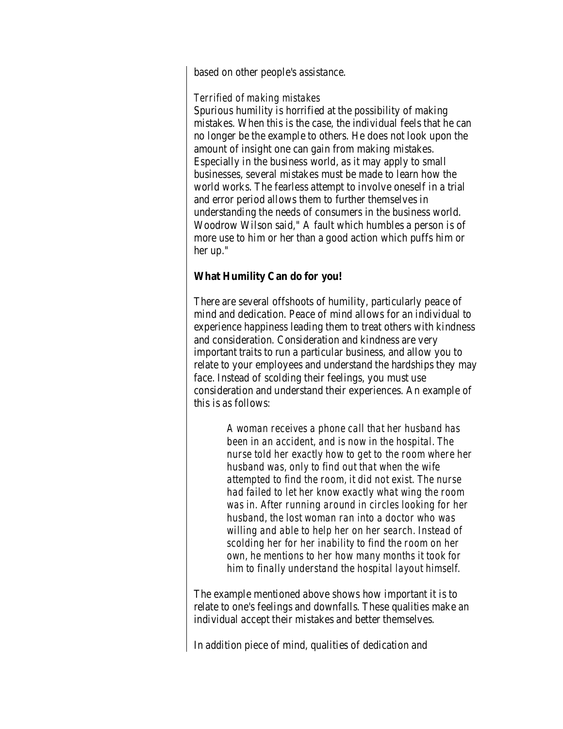based on other people's assistance.

*Terrified of making mistakes*
Spurious humility is horrified at the possibility of making mistakes. When this is the case, the individual feels that he can no longer be the example to others. He does not look upon the amount of insight one can gain from making mistakes. Especially in the business world, as it may apply to small businesses, several mistakes must be made to learn how the world works. The fearless attempt to involve oneself in a trial and error period allows them to further themselves in understanding the needs of consumers in the business world. Woodrow Wilson said," A fault which humbles a person is of more use to him or her than a good action which puffs him or her up."

**What Humility Can do for you!**

There are several offshoots of humility, particularly peace of mind and dedication. Peace of mind allows for an individual to experience happiness leading them to treat others with kindness and consideration. Consideration and kindness are very important traits to run a particular business, and allow you to relate to your employees and understand the hardships they may face. Instead of scolding their feelings, you must use consideration and understand their experiences. An example of this is as follows:

> *A woman receives a phone call that her husband has been in an accident, and is now in the hospital. The nurse told her exactly how to get to the room where her husband was, only to find out that when the wife attempted to find the room, it did not exist. The nurse had failed to let her know exactly what wing the room was in. After running around in circles looking for her husband, the lost woman ran into a doctor who was willing and able to help her on her search. Instead of scolding her for her inability to find the room on her own, he mentions to her how many months it took for him to finally understand the hospital layout himself.*

The example mentioned above shows how important it is to relate to one's feelings and downfalls. These qualities make an individual accept their mistakes and better themselves.

In addition piece of mind, qualities of dedication and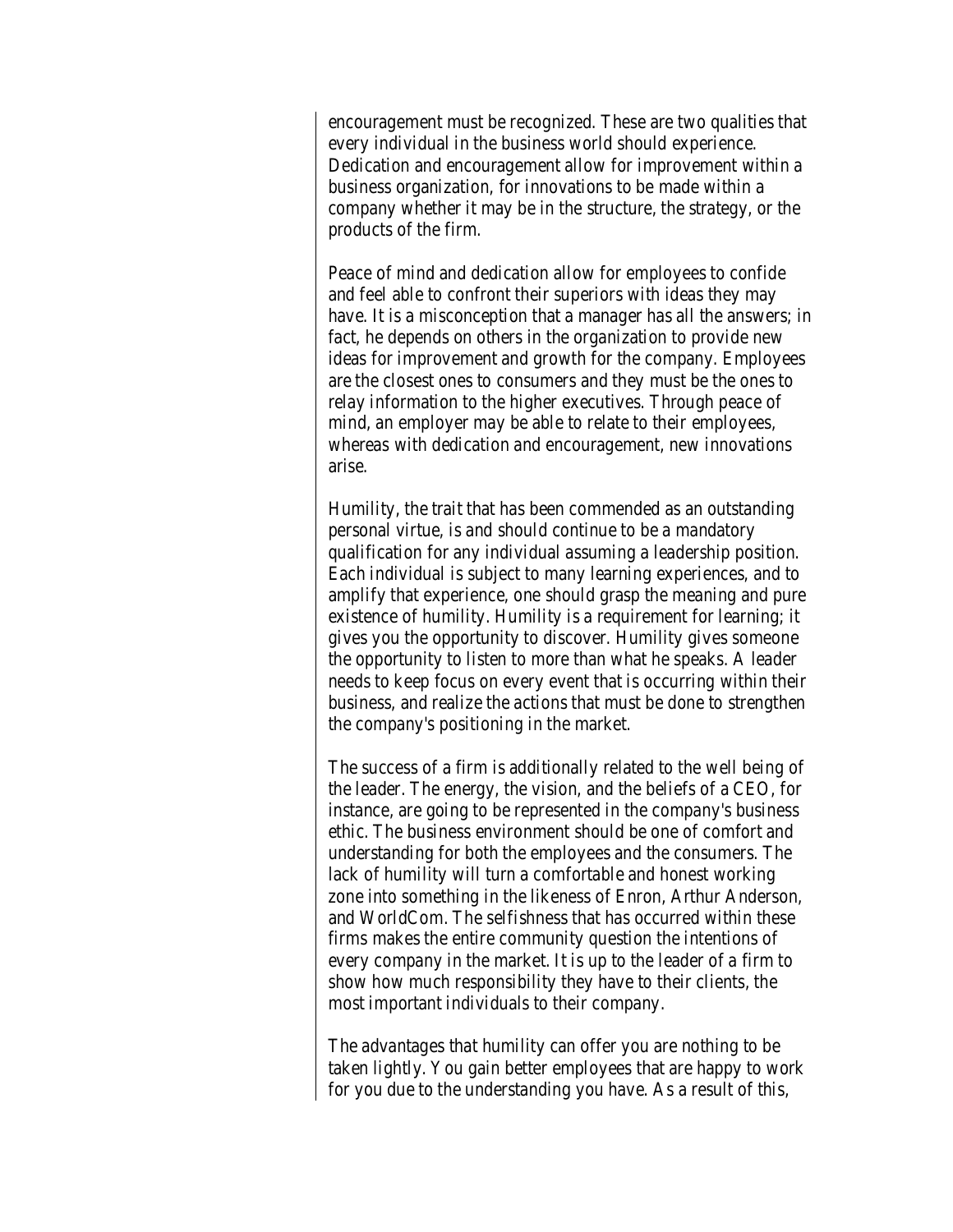encouragement must be recognized. These are two qualities that every individual in the business world should experience. Dedication and encouragement allow for improvement within a business organization, for innovations to be made within a company whether it may be in the structure, the strategy, or the products of the firm.

Peace of mind and dedication allow for employees to confide and feel able to confront their superiors with ideas they may have. It is a misconception that a manager has all the answers; in fact, he depends on others in the organization to provide new ideas for improvement and growth for the company. Employees are the closest ones to consumers and they must be the ones to relay information to the higher executives. Through peace of mind, an employer may be able to relate to their employees, whereas with dedication and encouragement, new innovations arise.

Humility, the trait that has been commended as an outstanding personal virtue, is and should continue to be a mandatory qualification for any individual assuming a leadership position. Each individual is subject to many learning experiences, and to amplify that experience, one should grasp the meaning and pure existence of humility. Humility is a requirement for learning; it gives you the opportunity to discover. Humility gives someone the opportunity to listen to more than what he speaks. A leader needs to keep focus on every event that is occurring within their business, and realize the actions that must be done to strengthen the company's positioning in the market.

The success of a firm is additionally related to the well being of the leader. The energy, the vision, and the beliefs of a CEO, for instance, are going to be represented in the company's business ethic. The business environment should be one of comfort and understanding for both the employees and the consumers. The lack of humility will turn a comfortable and honest working zone into something in the likeness of Enron, Arthur Anderson, and WorldCom. The selfishness that has occurred within these firms makes the entire community question the intentions of every company in the market. It is up to the leader of a firm to show how much responsibility they have to their clients, the most important individuals to their company.

The advantages that humility can offer you are nothing to be taken lightly. You gain better employees that are happy to work for you due to the understanding you have. As a result of this,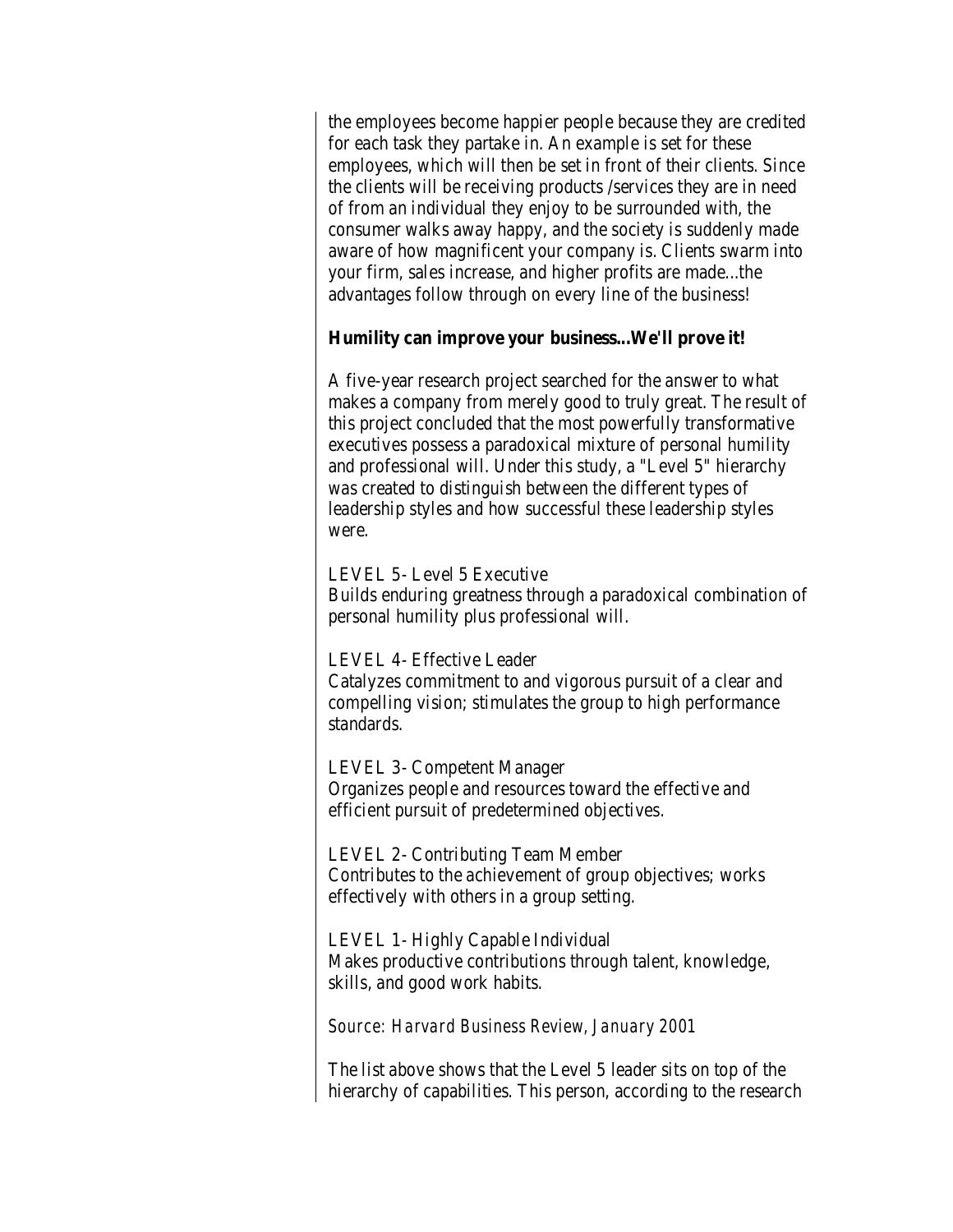the employees become happier people because they are credited for each task they partake in. An example is set for these employees, which will then be set in front of their clients. Since the clients will be receiving products /services they are in need of from an individual they enjoy to be surrounded with, the consumer walks away happy, and the society is suddenly made aware of how magnificent your company is. Clients swarm into your firm, sales increase, and higher profits are made...the advantages follow through on every line of the business!

**Humility can improve your business...We'll prove it!**

A five-year research project searched for the answer to what makes a company from merely good to truly great. The result of this project concluded that the most powerfully transformative executives possess a paradoxical mixture of personal humility and professional will. Under this study, a "Level 5" hierarchy was created to distinguish between the different types of leadership styles and how successful these leadership styles were.

LEVEL 5- Level 5 Executive
Builds enduring greatness through a paradoxical combination of personal humility plus professional will.

LEVEL 4- Effective Leader
Catalyzes commitment to and vigorous pursuit of a clear and compelling vision; stimulates the group to high performance standards.

LEVEL 3- Competent Manager
Organizes people and resources toward the effective and efficient pursuit of predetermined objectives.

LEVEL 2- Contributing Team Member
Contributes to the achievement of group objectives; works effectively with others in a group setting.

LEVEL 1- Highly Capable Individual
Makes productive contributions through talent, knowledge, skills, and good work habits.

*Source: Harvard Business Review, January 2001*

The list above shows that the Level 5 leader sits on top of the hierarchy of capabilities. This person, according to the research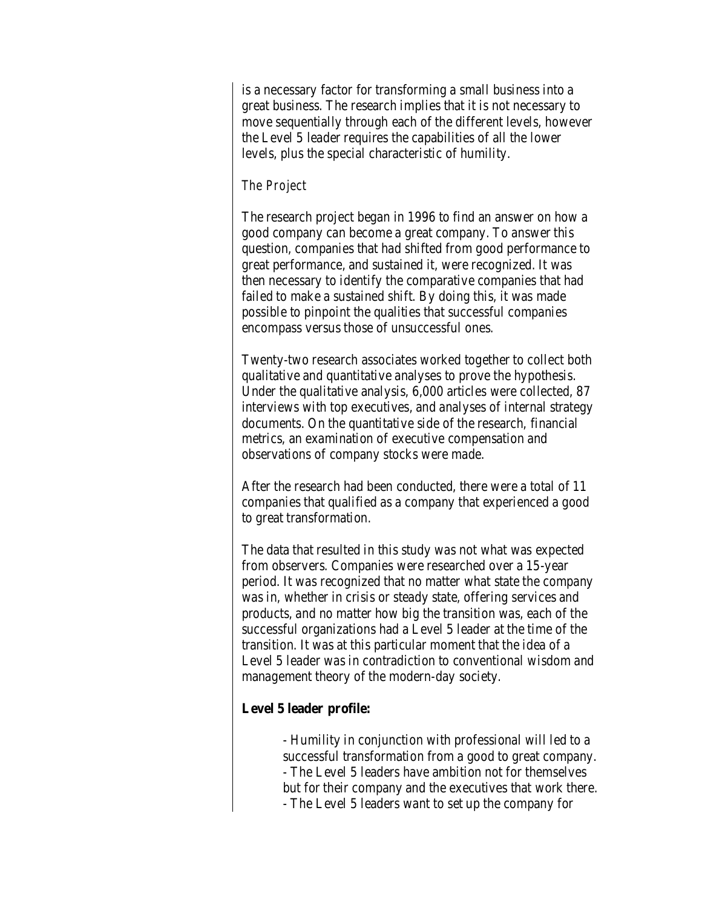is a necessary factor for transforming a small business into a great business. The research implies that it is not necessary to move sequentially through each of the different levels, however the Level 5 leader requires the capabilities of all the lower levels, plus the special characteristic of humility.

*The Project*

The research project began in 1996 to find an answer on how a good company can become a great company. To answer this question, companies that had shifted from good performance to great performance, and sustained it, were recognized. It was then necessary to identify the comparative companies that had failed to make a sustained shift. By doing this, it was made possible to pinpoint the qualities that successful companies encompass versus those of unsuccessful ones.

Twenty-two research associates worked together to collect both qualitative and quantitative analyses to prove the hypothesis. Under the qualitative analysis, 6,000 articles were collected, 87 interviews with top executives, and analyses of internal strategy documents. On the quantitative side of the research, financial metrics, an examination of executive compensation and observations of company stocks were made.

After the research had been conducted, there were a total of 11 companies that qualified as a company that experienced a good to great transformation.

The data that resulted in this study was not what was expected from observers. Companies were researched over a 15-year period. It was recognized that no matter what state the company was in, whether in crisis or steady state, offering services and products, and no matter how big the transition was, each of the successful organizations had a Level 5 leader at the time of the transition. It was at this particular moment that the idea of a Level 5 leader was in contradiction to conventional wisdom and management theory of the modern-day society.

**Level 5 leader profile:**

- Humility in conjunction with professional will led to a successful transformation from a good to great company.
- The Level 5 leaders have ambition not for themselves but for their company and the executives that work there.
- The Level 5 leaders want to set up the company for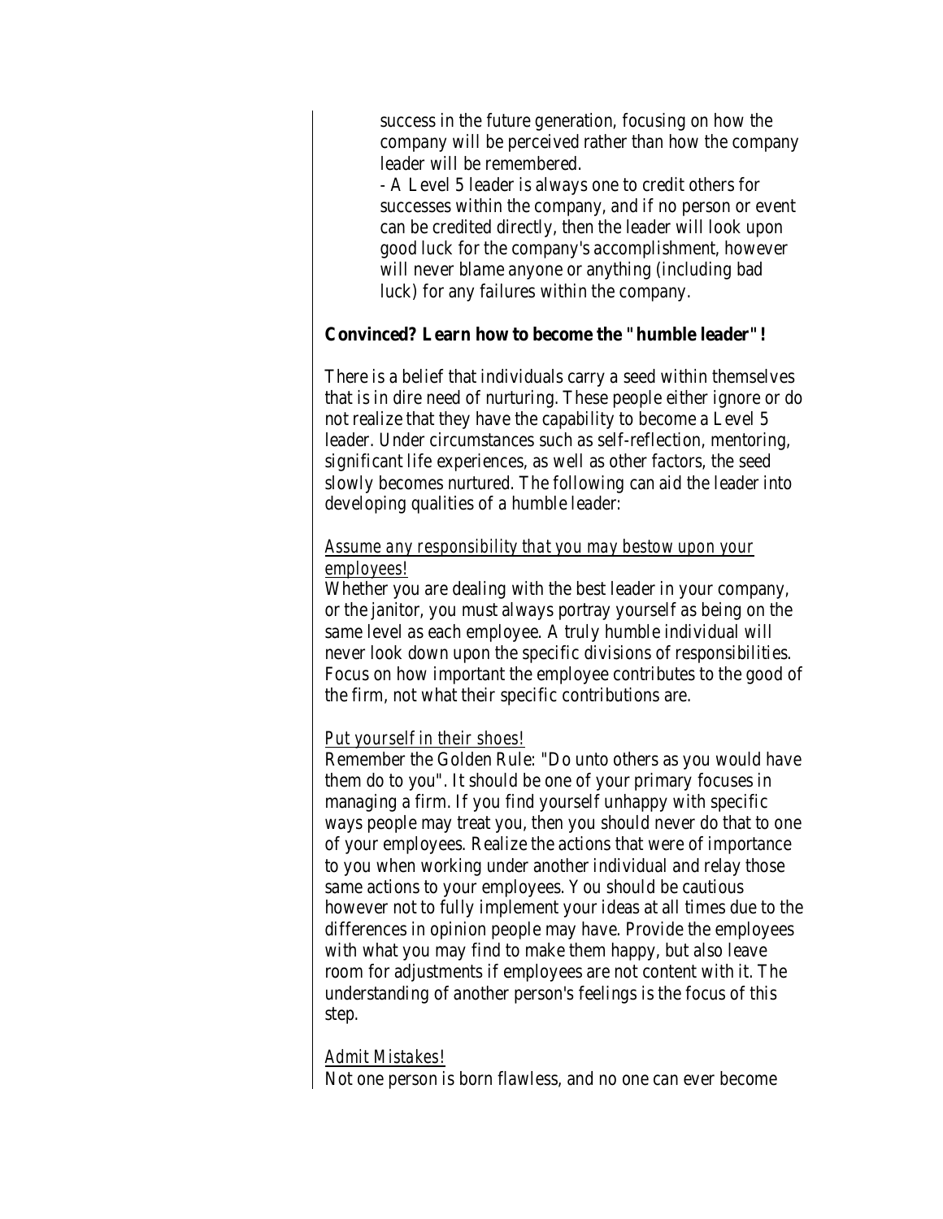success in the future generation, focusing on how the company will be perceived rather than how the company leader will be remembered.

- A Level 5 leader is always one to credit others for successes within the company, and if no person or event can be credited directly, then the leader will look upon good luck for the company's accomplishment, however will never blame anyone or anything (including bad luck) for any failures within the company.

**Convinced? Learn how to become the "humble leader"!**

There is a belief that individuals carry a seed within themselves that is in dire need of nurturing. These people either ignore or do not realize that they have the capability to become a Level 5 leader. Under circumstances such as self-reflection, mentoring, significant life experiences, as well as other factors, the seed slowly becomes nurtured. The following can aid the leader into developing qualities of a humble leader:

_Assume any responsibility that you may bestow upon your employees!_

Whether you are dealing with the best leader in your company, or the janitor, you must always portray yourself as being on the same level as each employee. A truly humble individual will never look down upon the specific divisions of responsibilities. Focus on how important the employee contributes to the good of the firm, not what their specific contributions are.

_Put yourself in their shoes!_

Remember the Golden Rule: "Do unto others as you would have them do to you". It should be one of your primary focuses in managing a firm. If you find yourself unhappy with specific ways people may treat you, then you should never do that to one of your employees. Realize the actions that were of importance to you when working under another individual and relay those same actions to your employees. You should be cautious however not to fully implement your ideas at all times due to the differences in opinion people may have. Provide the employees with what you may find to make them happy, but also leave room for adjustments if employees are not content with it. The understanding of another person's feelings is the focus of this step.

_Admit Mistakes!_

Not one person is born flawless, and no one can ever become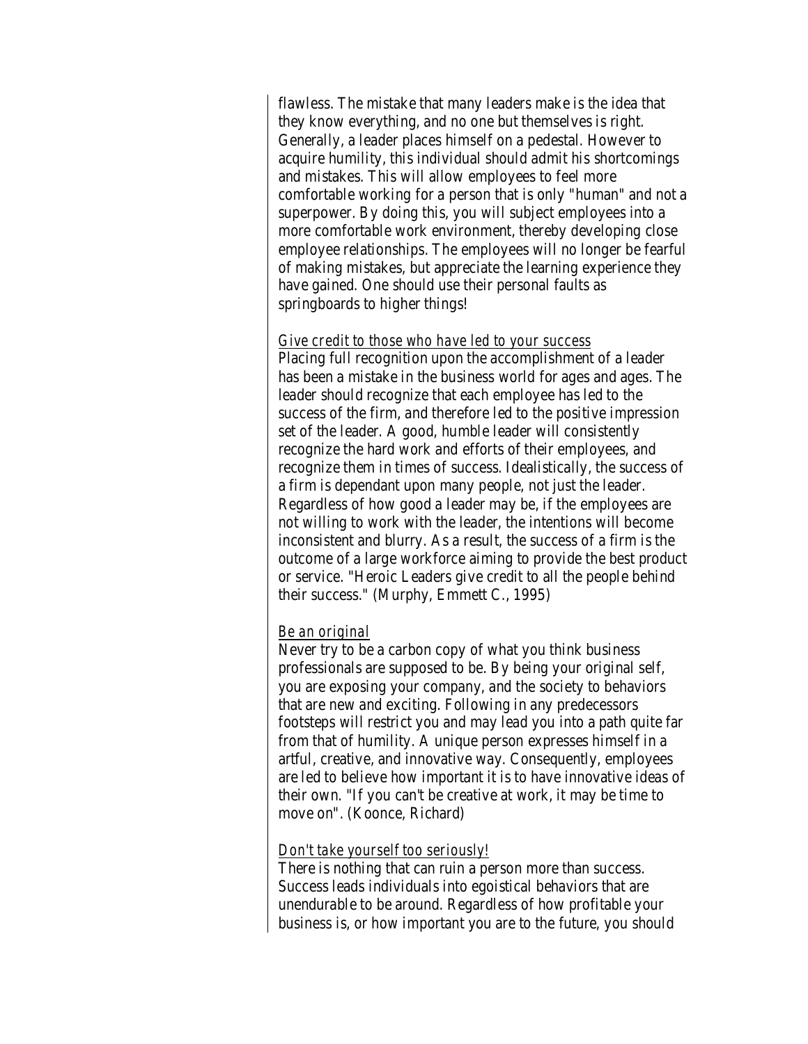flawless. The mistake that many leaders make is the idea that they know everything, and no one but themselves is right. Generally, a leader places himself on a pedestal. However to acquire humility, this individual should admit his shortcomings and mistakes. This will allow employees to feel more comfortable working for a person that is only "human" and not a superpower. By doing this, you will subject employees into a more comfortable work environment, thereby developing close employee relationships. The employees will no longer be fearful of making mistakes, but appreciate the learning experience they have gained. One should use their personal faults as springboards to higher things!

<u>Give credit to those who have led to your success</u>

Placing full recognition upon the accomplishment of a leader has been a mistake in the business world for ages and ages. The leader should recognize that each employee has led to the success of the firm, and therefore led to the positive impression set of the leader. A good, humble leader will consistently recognize the hard work and efforts of their employees, and recognize them in times of success. Idealistically, the success of a firm is dependant upon many people, not just the leader. Regardless of how good a leader may be, if the employees are not willing to work with the leader, the intentions will become inconsistent and blurry. As a result, the success of a firm is the outcome of a large workforce aiming to provide the best product or service. "Heroic Leaders give credit to all the people behind their success." (Murphy, Emmett C., 1995)

<u>Be an original</u>

Never try to be a carbon copy of what you think business professionals are supposed to be. By being your original self, you are exposing your company, and the society to behaviors that are new and exciting. Following in any predecessors footsteps will restrict you and may lead you into a path quite far from that of humility. A unique person expresses himself in a artful, creative, and innovative way. Consequently, employees are led to believe how important it is to have innovative ideas of their own. "If you can't be creative at work, it may be time to move on". (Koonce, Richard)

<u>Don't take yourself too seriously!</u>

There is nothing that can ruin a person more than success. Success leads individuals into egoistical behaviors that are unendurable to be around. Regardless of how profitable your business is, or how important you are to the future, you should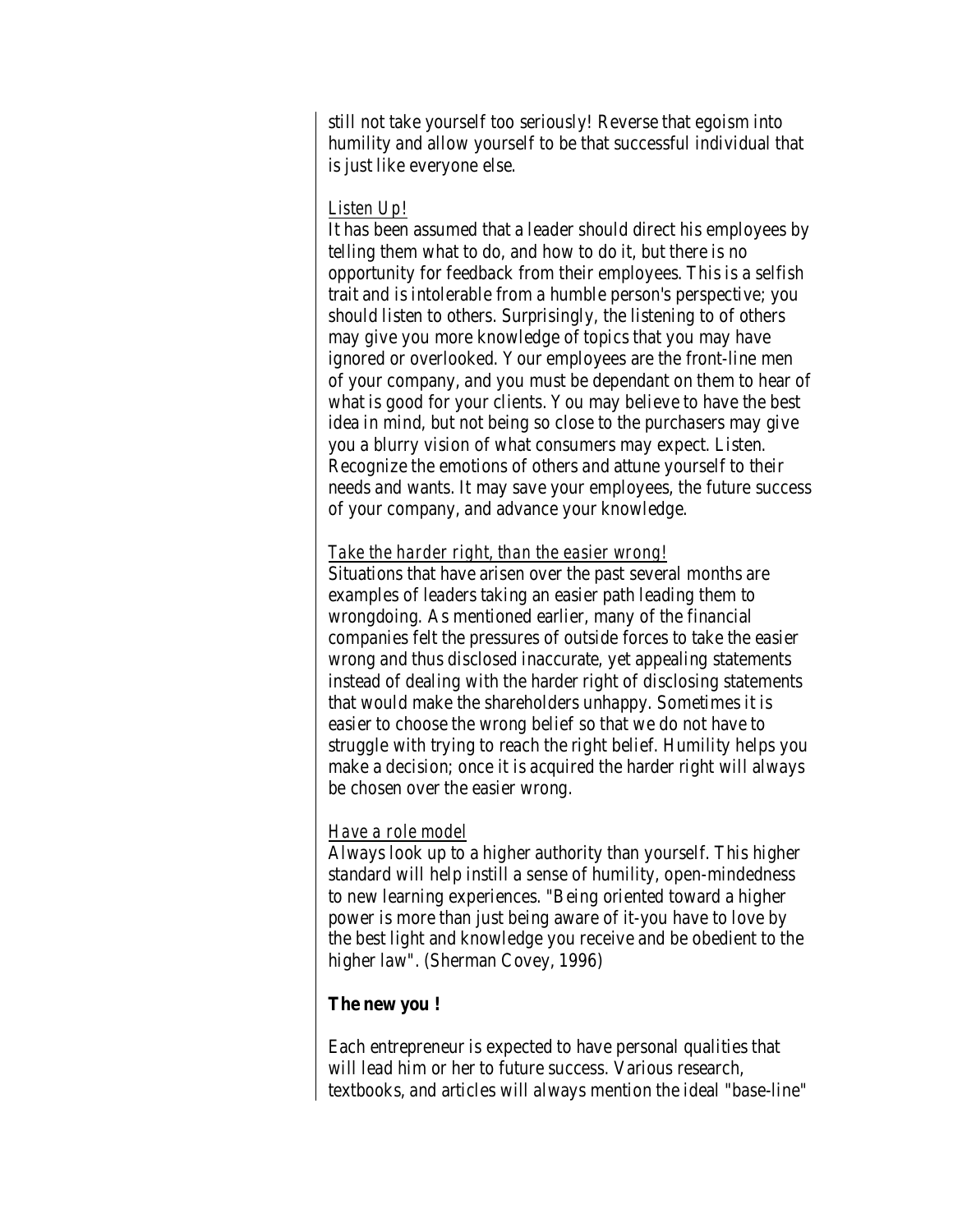still not take yourself too seriously! Reverse that egoism into humility and allow yourself to be that successful individual that is just like everyone else.

Listen Up!

It has been assumed that a leader should direct his employees by telling them what to do, and how to do it, but there is no opportunity for feedback from their employees. This is a selfish trait and is intolerable from a humble person's perspective; you should listen to others. Surprisingly, the listening to of others may give you more knowledge of topics that you may have ignored or overlooked. Your employees are the front-line men of your company, and you must be dependant on them to hear of what is good for your clients. You may believe to have the best idea in mind, but not being so close to the purchasers may give you a blurry vision of what consumers may expect. Listen. Recognize the emotions of others and attune yourself to their needs and wants. It may save your employees, the future success of your company, and advance your knowledge.

Take the harder right, than the easier wrong!

Situations that have arisen over the past several months are examples of leaders taking an easier path leading them to wrongdoing. As mentioned earlier, many of the financial companies felt the pressures of outside forces to take the easier wrong and thus disclosed inaccurate, yet appealing statements instead of dealing with the harder right of disclosing statements that would make the shareholders unhappy. Sometimes it is easier to choose the wrong belief so that we do not have to struggle with trying to reach the right belief. Humility helps you make a decision; once it is acquired the harder right will always be chosen over the easier wrong.

Have a role model

Always look up to a higher authority than yourself. This higher standard will help instill a sense of humility, open-mindedness to new learning experiences. "Being oriented toward a higher power is more than just being aware of it-you have to love by the best light and knowledge you receive and be obedient to the higher law". (Sherman Covey, 1996)

**The new you !**

Each entrepreneur is expected to have personal qualities that will lead him or her to future success. Various research, textbooks, and articles will always mention the ideal "base-line"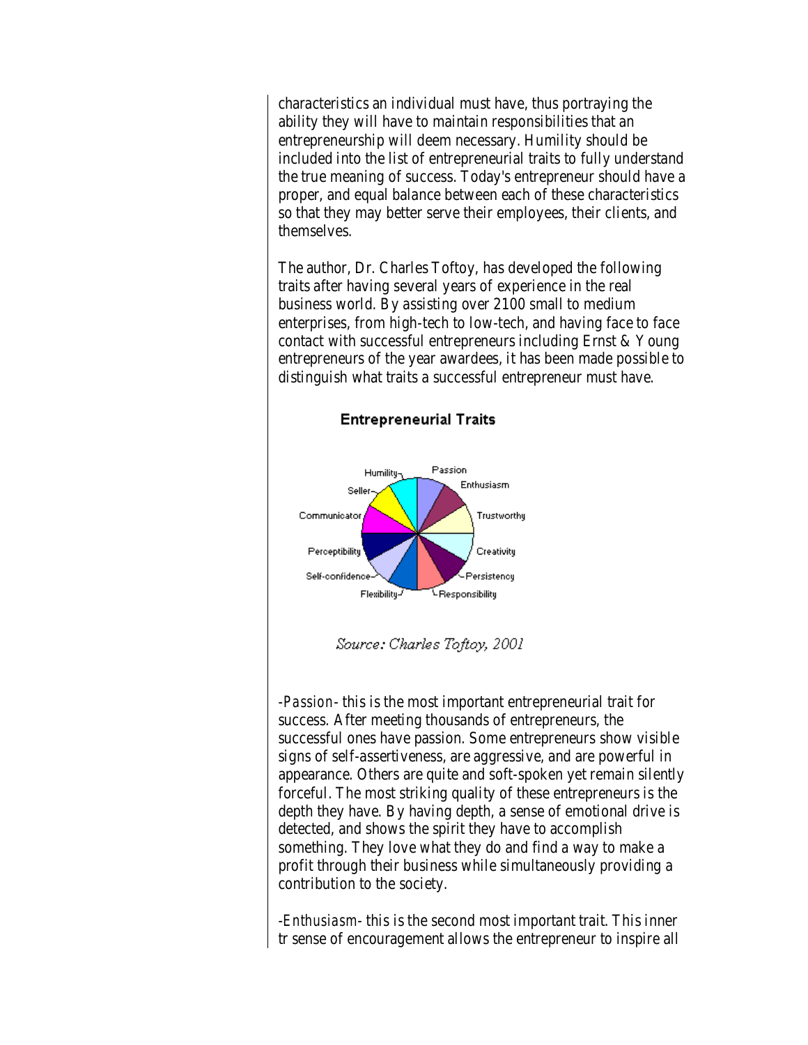characteristics an individual must have, thus portraying the ability they will have to maintain responsibilities that an entrepreneurship will deem necessary. Humility should be included into the list of entrepreneurial traits to fully understand the true meaning of success. Today's entrepreneur should have a proper, and equal balance between each of these characteristics so that they may better serve their employees, their clients, and themselves.

The author, Dr. Charles Toftoy, has developed the following traits after having several years of experience in the real business world. By assisting over 2100 small to medium enterprises, from high-tech to low-tech, and having face to face contact with successful entrepreneurs including Ernst & Young entrepreneurs of the year awardees, it has been made possible to distinguish what traits a successful entrepreneur must have.

**Entrepreneurial Traits**

Passion, Enthusiasm, Trustworthy, Creativity, Persistency, Responsibility, Flexibility, Self-confidence, Perceptibility, Communicator, Seller, Humility

*Source: Charles Toftoy, 2001*

-*Passion*- this is the most important entrepreneurial trait for success. After meeting thousands of entrepreneurs, the successful ones have passion. Some entrepreneurs show visible signs of self-assertiveness, are aggressive, and are powerful in appearance. Others are quite and soft-spoken yet remain silently forceful. The most striking quality of these entrepreneurs is the depth they have. By having depth, a sense of emotional drive is detected, and shows the spirit they have to accomplish something. They love what they do and find a way to make a profit through their business while simultaneously providing a contribution to the society.

-*Enthusiasm*- this is the second most important trait. This inner tr sense of encouragement allows the entrepreneur to inspire all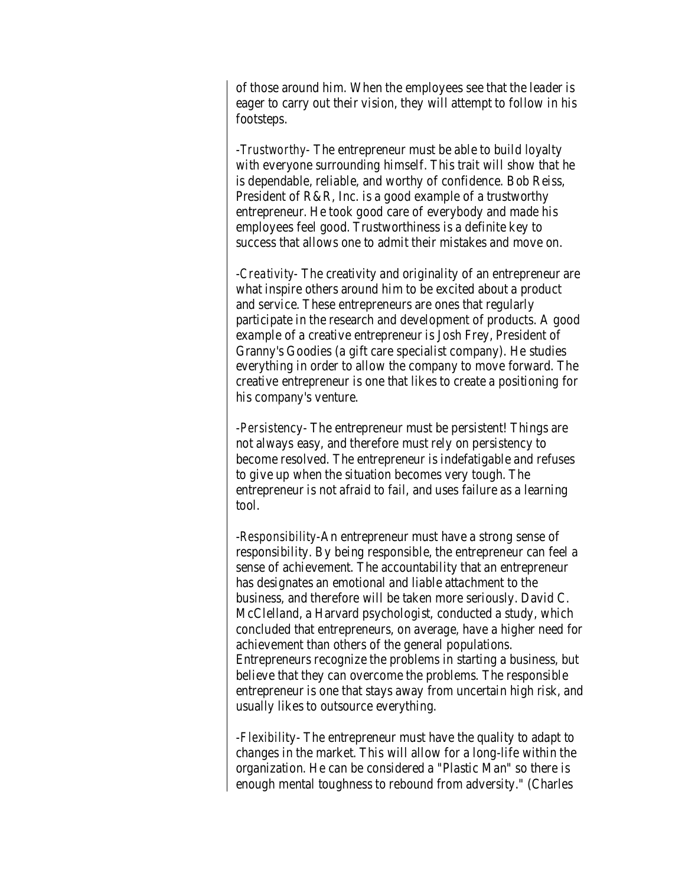of those around him. When the employees see that the leader is eager to carry out their vision, they will attempt to follow in his footsteps.

-*Trustworthy*- The entrepreneur must be able to build loyalty with everyone surrounding himself. This trait will show that he is dependable, reliable, and worthy of confidence. Bob Reiss, President of R&R, Inc. is a good example of a trustworthy entrepreneur. He took good care of everybody and made his employees feel good. Trustworthiness is a definite key to success that allows one to admit their mistakes and move on.

-*Creativity*- The creativity and originality of an entrepreneur are what inspire others around him to be excited about a product and service. These entrepreneurs are ones that regularly participate in the research and development of products. A good example of a creative entrepreneur is Josh Frey, President of Granny's Goodies (a gift care specialist company). He studies everything in order to allow the company to move forward. The creative entrepreneur is one that likes to create a positioning for his company's venture.

-*Persistency*- The entrepreneur must be persistent! Things are not always easy, and therefore must rely on persistency to become resolved. The entrepreneur is indefatigable and refuses to give up when the situation becomes very tough. The entrepreneur is not afraid to fail, and uses failure as a learning tool.

-*Responsibility*-An entrepreneur must have a strong sense of responsibility. By being responsible, the entrepreneur can feel a sense of achievement. The accountability that an entrepreneur has designates an emotional and liable attachment to the business, and therefore will be taken more seriously. David C. McClelland, a Harvard psychologist, conducted a study, which concluded that entrepreneurs, on average, have a higher need for achievement than others of the general populations. Entrepreneurs recognize the problems in starting a business, but believe that they can overcome the problems. The responsible entrepreneur is one that stays away from uncertain high risk, and usually likes to outsource everything.

-*Flexibility*- The entrepreneur must have the quality to adapt to changes in the market. This will allow for a long-life within the organization. He can be considered a "Plastic Man" so there is enough mental toughness to rebound from adversity." (Charles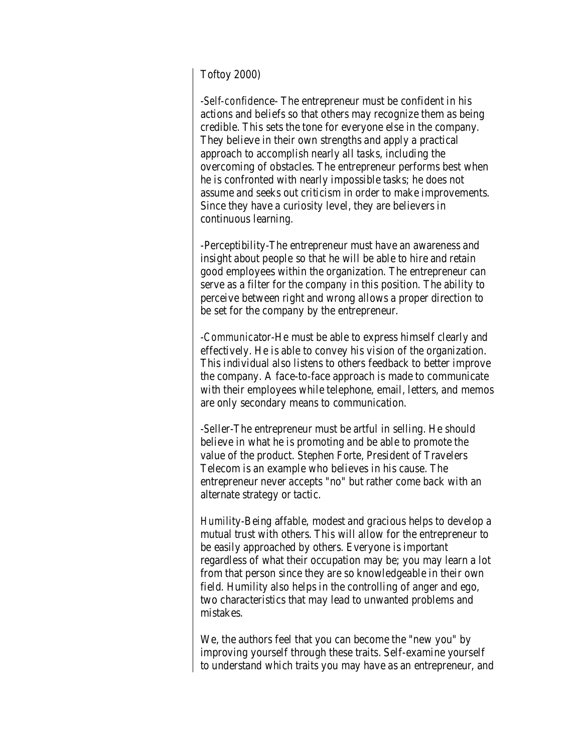Toftoy 2000)

-*Self-confidence*- The entrepreneur must be confident in his actions and beliefs so that others may recognize them as being credible. This sets the tone for everyone else in the company. They believe in their own strengths and apply a practical approach to accomplish nearly all tasks, including the overcoming of obstacles. The entrepreneur performs best when he is confronted with nearly impossible tasks; he does not assume and seeks out criticism in order to make improvements. Since they have a curiosity level, they are believers in continuous learning.

-*Perceptibility*-The entrepreneur must have an awareness and insight about people so that he will be able to hire and retain good employees within the organization. The entrepreneur can serve as a filter for the company in this position. The ability to perceive between right and wrong allows a proper direction to be set for the company by the entrepreneur.

-*Communicator*-He must be able to express himself clearly and effectively. He is able to convey his vision of the organization. This individual also listens to others feedback to better improve the company. A face-to-face approach is made to communicate with their employees while telephone, email, letters, and memos are only secondary means to communication.

-*Seller*-The entrepreneur must be artful in selling. He should believe in what he is promoting and be able to promote the value of the product. Stephen Forte, President of Travelers Telecom is an example who believes in his cause. The entrepreneur never accepts "no" but rather come back with an alternate strategy or tactic.

*Humility*-Being affable, modest and gracious helps to develop a mutual trust with others. This will allow for the entrepreneur to be easily approached by others. Everyone is important regardless of what their occupation may be; you may learn a lot from that person since they are so knowledgeable in their own field. Humility also helps in the controlling of anger and ego, two characteristics that may lead to unwanted problems and mistakes.

We, the authors feel that you can become the "new you" by improving yourself through these traits. Self-examine yourself to understand which traits you may have as an entrepreneur, and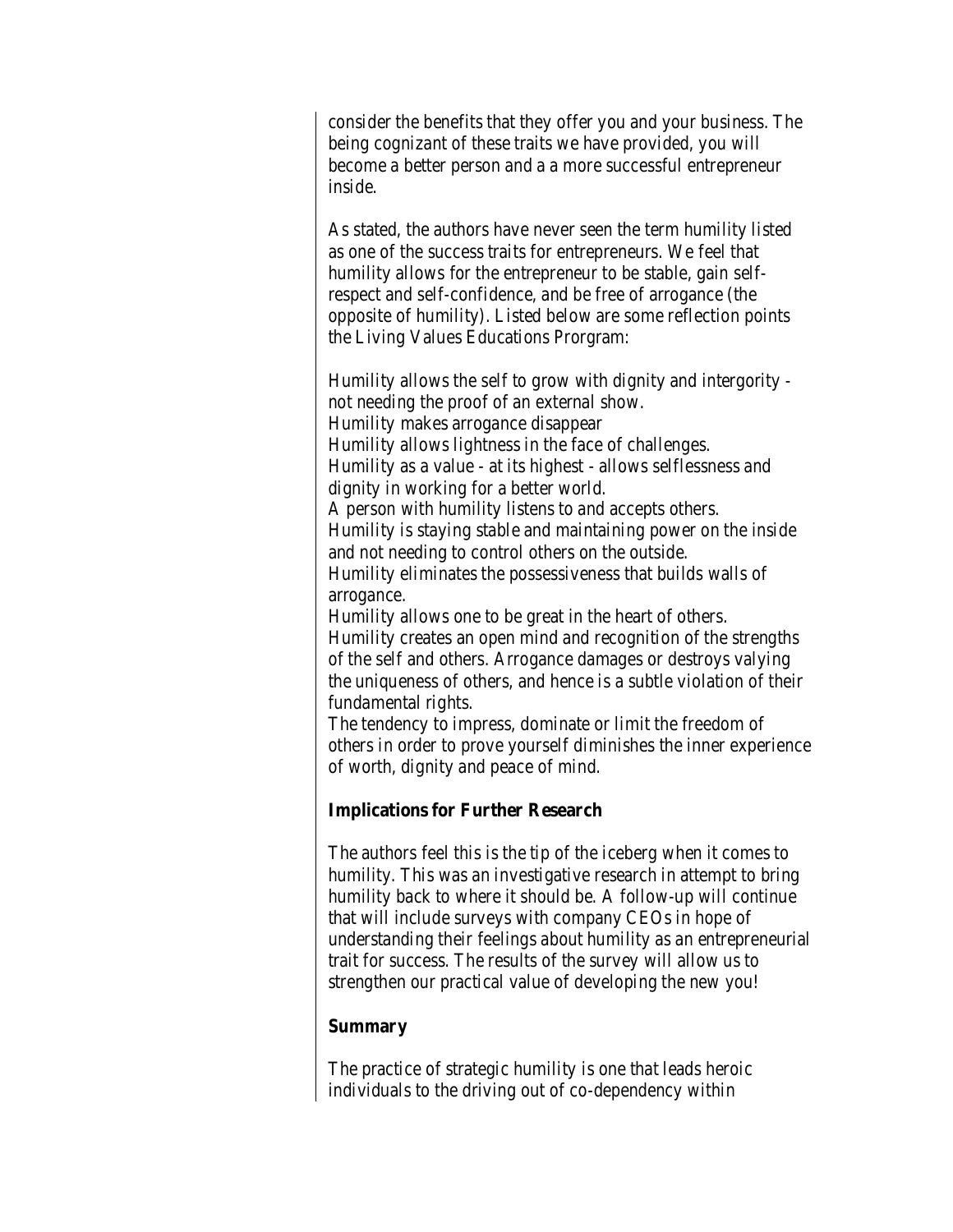consider the benefits that they offer you and your business. The being cognizant of these traits we have provided, you will become a better person and a a more successful entrepreneur inside.

As stated, the authors have never seen the term humility listed as one of the success traits for entrepreneurs. We feel that humility allows for the entrepreneur to be stable, gain self-respect and self-confidence, and be free of arrogance (the opposite of humility). Listed below are some reflection points the Living Values Educations Prorgram:

Humility allows the self to grow with dignity and intergority - not needing the proof of an external show.
Humility makes arrogance disappear
Humility allows lightness in the face of challenges.
Humility as a value - at its highest - allows selflessness and dignity in working for a better world.
A person with humility listens to and accepts others.
Humility is staying stable and maintaining power on the inside and not needing to control others on the outside.
Humility eliminates the possessiveness that builds walls of arrogance.
Humility allows one to be great in the heart of others.
Humility creates an open mind and recognition of the strengths of the self and others. Arrogance damages or destroys valying the uniqueness of others, and hence is a subtle violation of their fundamental rights.
The tendency to impress, dominate or limit the freedom of others in order to prove yourself diminishes the inner experience of worth, dignity and peace of mind.

**Implications for Further Research**

The authors feel this is the tip of the iceberg when it comes to humility. This was an investigative research in attempt to bring humility back to where it should be. A follow-up will continue that will include surveys with company CEOs in hope of understanding their feelings about humility as an entrepreneurial trait for success. The results of the survey will allow us to strengthen our practical value of developing the new you!

**Summary**

The practice of strategic humility is one that leads heroic individuals to the driving out of co-dependency within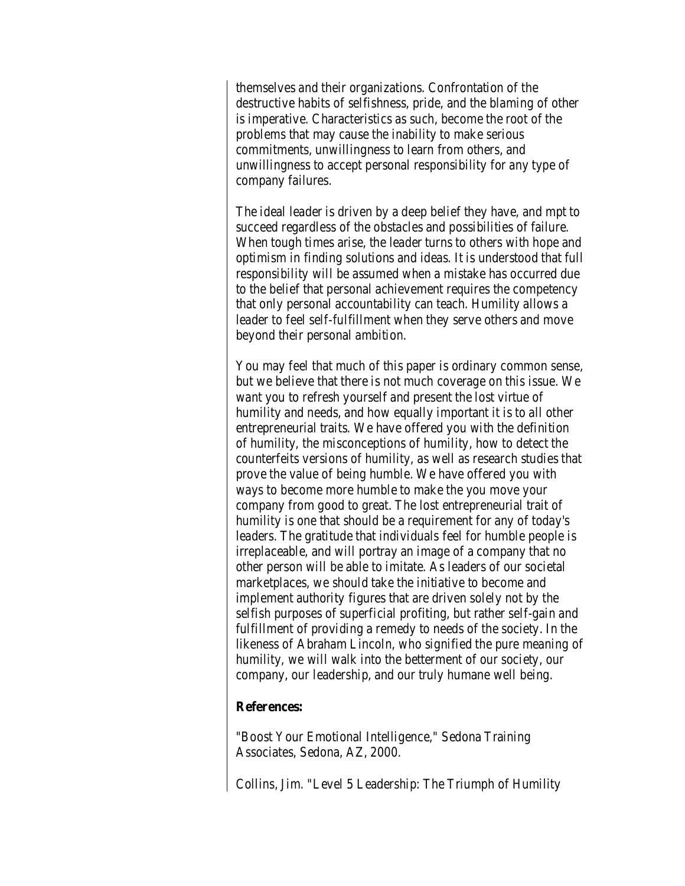themselves and their organizations. Confrontation of the destructive habits of selfishness, pride, and the blaming of other is imperative. Characteristics as such, become the root of the problems that may cause the inability to make serious commitments, unwillingness to learn from others, and unwillingness to accept personal responsibility for any type of company failures.

The ideal leader is driven by a deep belief they have, and mpt to succeed regardless of the obstacles and possibilities of failure. When tough times arise, the leader turns to others with hope and optimism in finding solutions and ideas. It is understood that full responsibility will be assumed when a mistake has occurred due to the belief that personal achievement requires the competency that only personal accountability can teach. Humility allows a leader to feel self-fulfillment when they serve others and move beyond their personal ambition.

You may feel that much of this paper is ordinary common sense, but we believe that there is not much coverage on this issue. We want you to refresh yourself and present the lost virtue of humility and needs, and how equally important it is to all other entrepreneurial traits. We have offered you with the definition of humility, the misconceptions of humility, how to detect the counterfeits versions of humility, as well as research studies that prove the value of being humble. We have offered you with ways to become more humble to make the you move your company from good to great. The lost entrepreneurial trait of humility is one that should be a requirement for any of today's leaders. The gratitude that individuals feel for humble people is irreplaceable, and will portray an image of a company that no other person will be able to imitate. As leaders of our societal marketplaces, we should take the initiative to become and implement authority figures that are driven solely not by the selfish purposes of superficial profiting, but rather self-gain and fulfillment of providing a remedy to needs of the society. In the likeness of Abraham Lincoln, who signified the pure meaning of humility, we will walk into the betterment of our society, our company, our leadership, and our truly humane well being.

**References:**

"Boost Your Emotional Intelligence," Sedona Training Associates, Sedona, AZ, 2000.

Collins, Jim. "Level 5 Leadership: The Triumph of Humility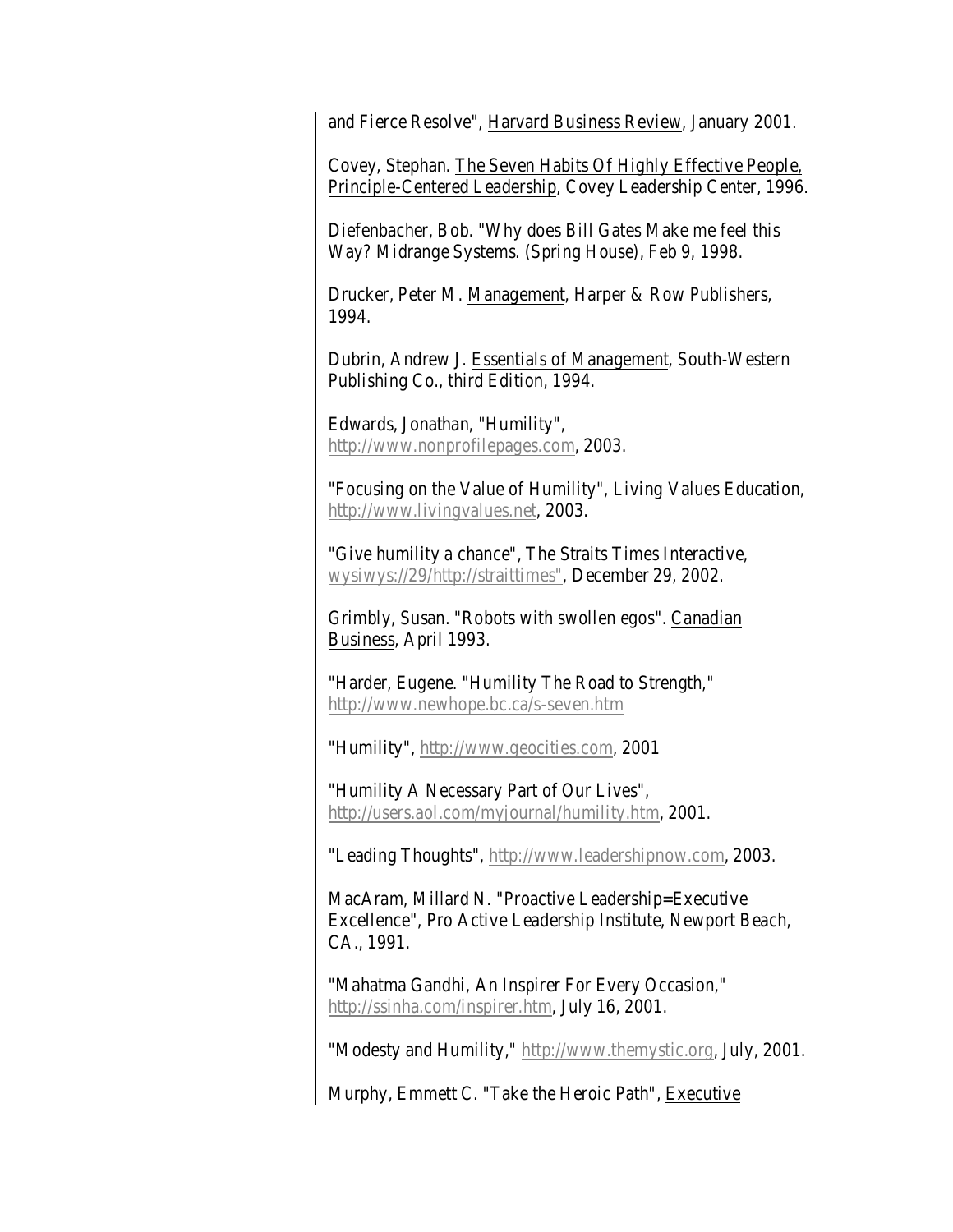and Fierce Resolve", Harvard Business Review, January 2001.

Covey, Stephan. The Seven Habits Of Highly Effective People, Principle-Centered Leadership, Covey Leadership Center, 1996.

Diefenbacher, Bob. "Why does Bill Gates Make me feel this Way? Midrange Systems. (Spring House), Feb 9, 1998.

Drucker, Peter M. Management, Harper & Row Publishers, 1994.

Dubrin, Andrew J. Essentials of Management, South-Western Publishing Co., third Edition, 1994.

Edwards, Jonathan, "Humility", http://www.nonprofilepages.com, 2003.

"Focusing on the Value of Humility", Living Values Education, http://www.livingvalues.net, 2003.

"Give humility a chance", The Straits Times Interactive, wysiwys://29/http://straittimes", December 29, 2002.

Grimbly, Susan. "Robots with swollen egos". Canadian Business, April 1993.

"Harder, Eugene. "Humility The Road to Strength," http://www.newhope.bc.ca/s-seven.htm

"Humility", http://www.geocities.com, 2001

"Humility A Necessary Part of Our Lives", http://users.aol.com/myjournal/humility.htm, 2001.

"Leading Thoughts", http://www.leadershipnow.com, 2003.

MacAram, Millard N. "Proactive Leadership=Executive Excellence", Pro Active Leadership Institute, Newport Beach, CA., 1991.

"Mahatma Gandhi, An Inspirer For Every Occasion," http://ssinha.com/inspirer.htm, July 16, 2001.

"Modesty and Humility," http://www.themystic.org, July, 2001.

Murphy, Emmett C. "Take the Heroic Path", Executive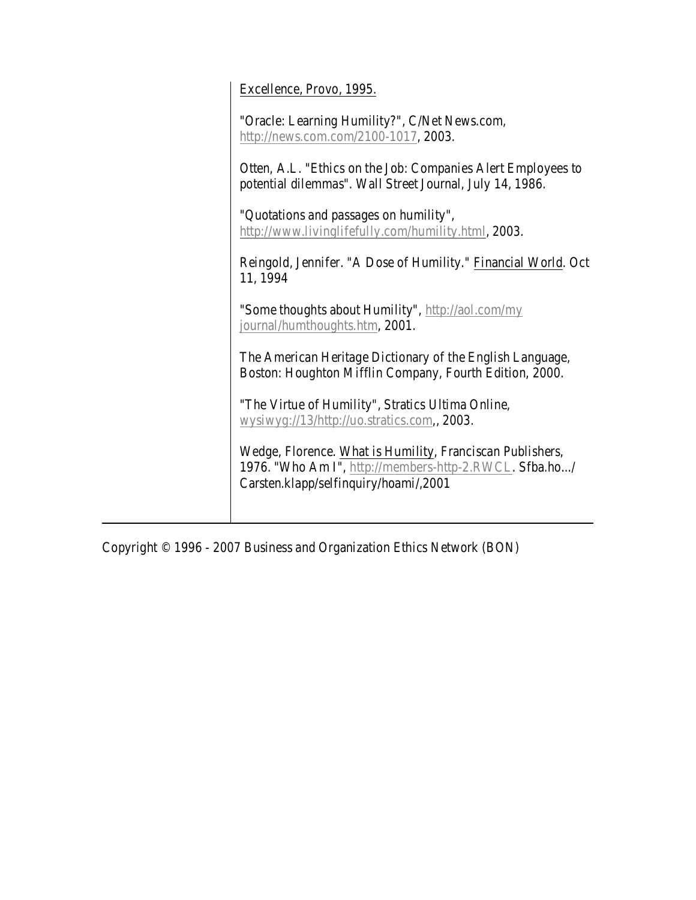Excellence, Provo, 1995.

"Oracle: Learning Humility?", C/Net News.com, http://news.com.com/2100-1017, 2003.

Otten, A.L. "Ethics on the Job: Companies Alert Employees to potential dilemmas". Wall Street Journal, July 14, 1986.

"Quotations and passages on humility", http://www.livinglifefully.com/humility.html, 2003.

Reingold, Jennifer. "A Dose of Humility." Financial World. Oct 11, 1994

"Some thoughts about Humility", http://aol.com/my journal/humthoughts.htm, 2001.

The American Heritage Dictionary of the English Language, Boston: Houghton Mifflin Company, Fourth Edition, 2000.

"The Virtue of Humility", Stratics Ultima Online, wysiwyg://13/http://uo.stratics.com,, 2003.

Wedge, Florence. What is Humility, Franciscan Publishers, 1976. "Who Am I", http://members-http-2.RWCL. Sfba.ho.../ Carsten.klapp/selfinquiry/hoami/,2001

Copyright © 1996 - 2007 Business and Organization Ethics Network (BON)